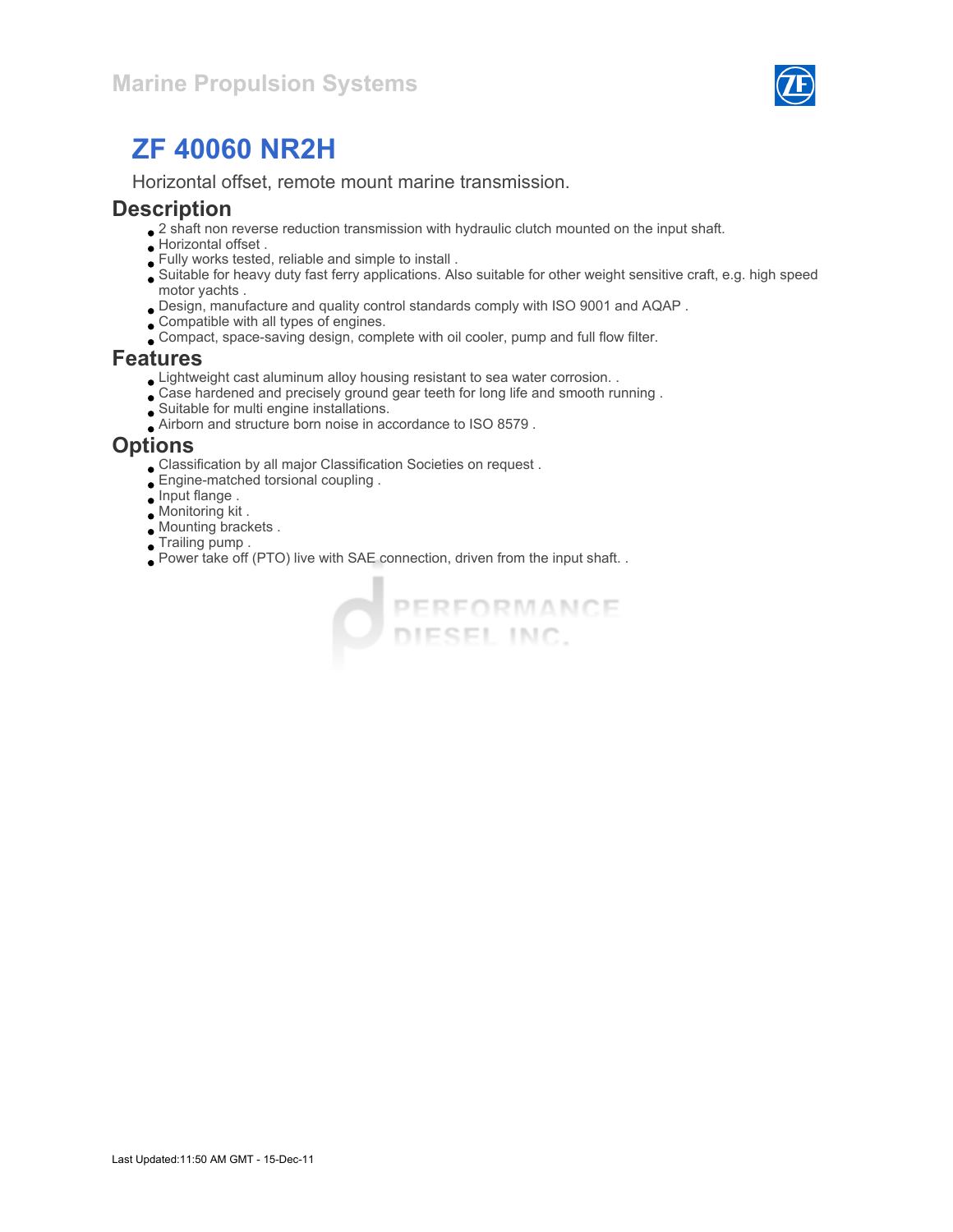Marine Propulsion Systems

# ZF 40060 NR2H

Horizontal offset, remote mount marine transmission.

## Description

- 2 shaft non reverse reduction transmission with hydraulic clutch mounted on the input shaft.
- Horizontal offset .
- Fully works tested, reliable and simple to install .
- Suitable for heavy duty fast ferry applications. Also suitable for other weight sensitive craft, e.g. high speed motor yachts .
- Design, manufacture and quality control standards comply with ISO 9001 and AQAP .
- Compatible with all types of engines.
- Compact, space-saving design, complete with oil cooler, pump and full flow filter.

## Features

- Lightweight cast aluminum alloy housing resistant to sea water corrosion. .
- Case hardened and precisely ground gear teeth for long life and smooth running .
- Suitable for multi engine installations.
- Airborn and structure born noise in accordance to ISO 8579 .

## Options

- Classification by all major Classification Societies on request .
- Engine-matched torsional coupling .
- Input flange .
- Monitoring kit .
- Mounting brackets .
- Trailing pump .
- Power take off (PTO) live with SAE connection, driven from the input shaft. .

Last Updated:11:50 AM GMT - 15-Dec-11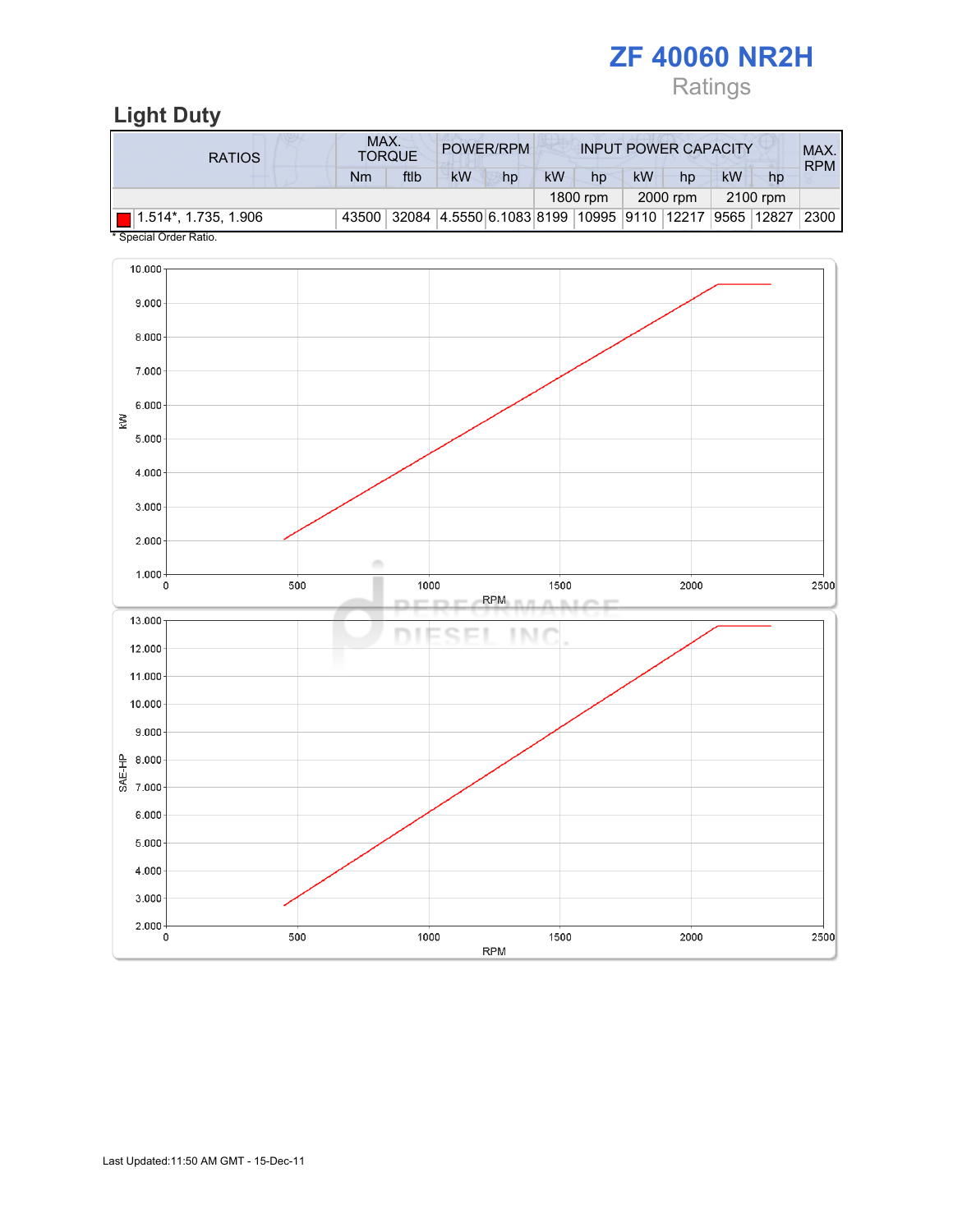# ZF 40060 NR2H

Ratings

## Light Duty

| RATIOS | MAX. TORQUE | | POWER/RPM | | INPUT POWER CAPACITY | | | | | | MAX. RPM |
|---|---|---|---|---|---|---|---|---|---|---|---|
| | Nm | ftlb | kW | hp | kW | hp | kW | hp | kW | hp | |
| | | | | | 1800 rpm | | 2000 rpm | | 2100 rpm | | |
| 1.514*, 1.735, 1.906 | 43500 | 32084 | 4.5550 | 6.1083 | 8199 | 10995 | 9110 | 12217 | 9565 | 12827 | 2300 |

* Special Order Ratio.

Last Updated:11:50 AM GMT - 15-Dec-11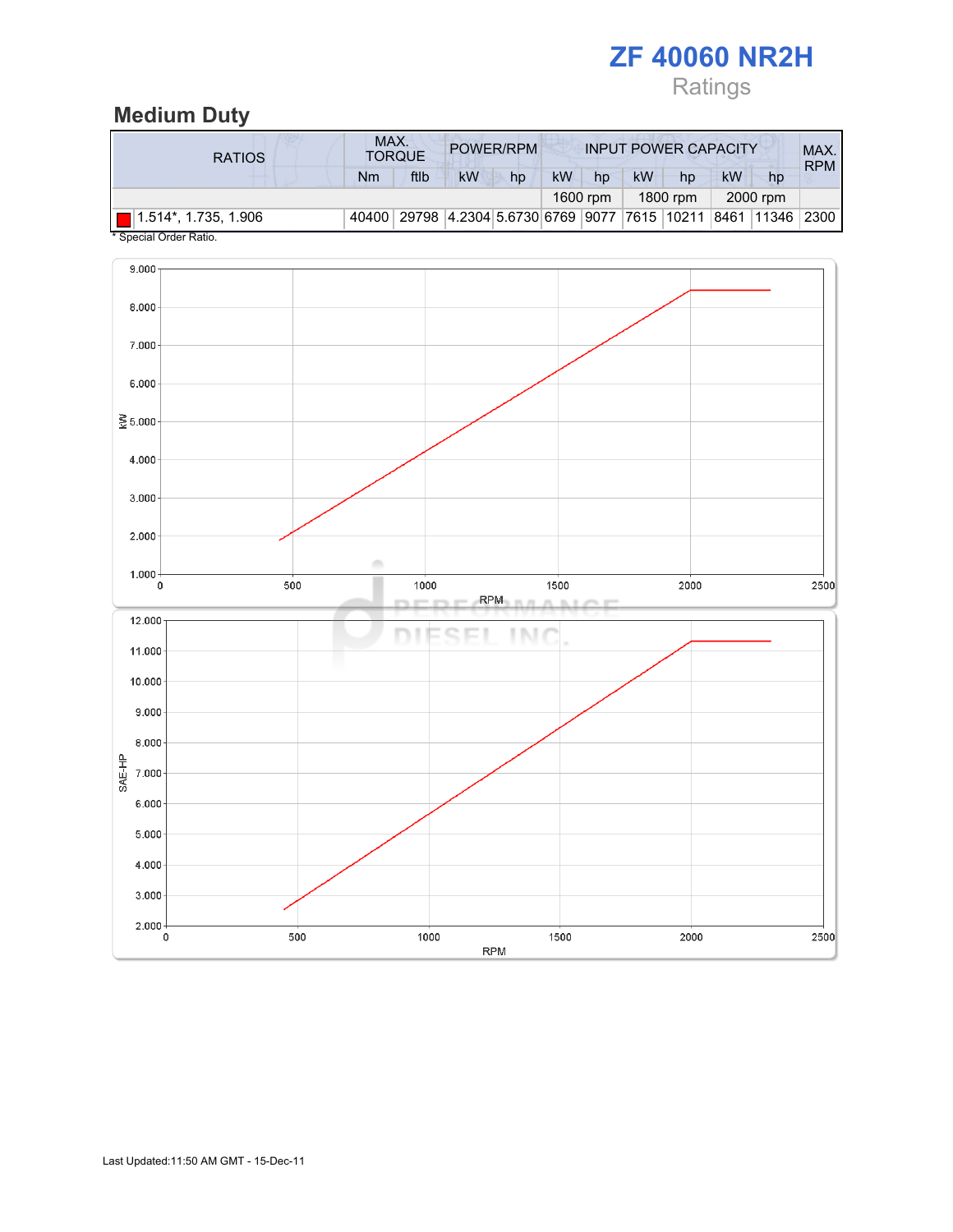# ZF 40060 NR2H

Ratings

## Medium Duty

| RATIOS | MAX. TORQUE | | POWER/RPM | | INPUT POWER CAPACITY | | | | | | MAX. RPM |
|---|---|---|---|---|---|---|---|---|---|---|---|
| | Nm | ftlb | kW | hp | kW | hp | kW | hp | kW | hp | |
| | | | | | 1600 rpm | | 1800 rpm | | 2000 rpm | | |
| 1.514*, 1.735, 1.906 | 40400 | 29798 | 4.2304 | 5.6730 | 6769 | 9077 | 7615 | 10211 | 8461 | 11346 | 2300 |

* Special Order Ratio.

Last Updated:11:50 AM GMT - 15-Dec-11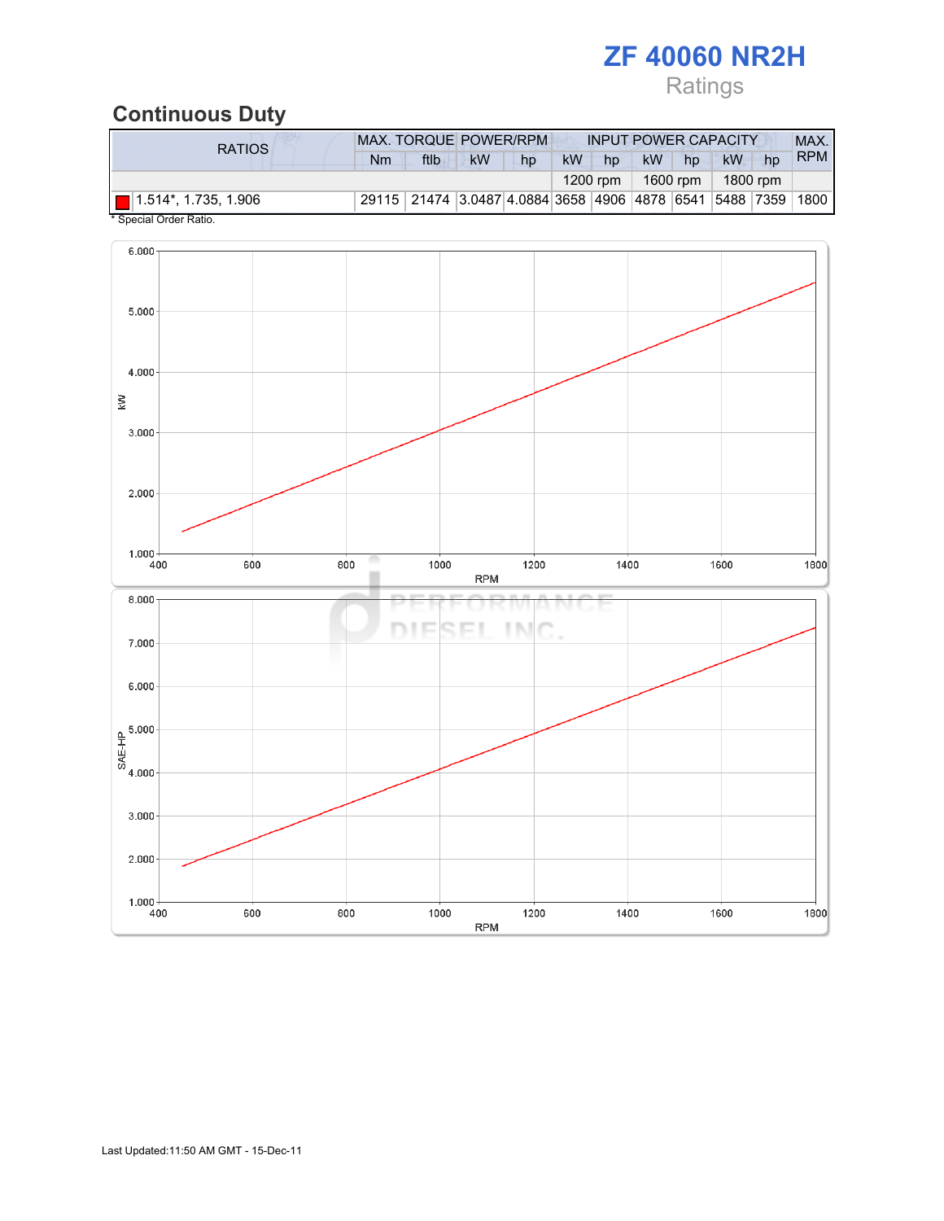# ZF 40060 NR2H

Ratings

## Continuous Duty

| RATIOS | MAX. TORQUE | | POWER/RPM | | INPUT POWER CAPACITY | | | | | | MAX. RPM |
|---|---|---|---|---|---|---|---|---|---|---|---|
| | Nm | ftlb | kW | hp | kW | hp | kW | hp | kW | hp | |
| | | | | | 1200 rpm | | 1600 rpm | | 1800 rpm | | |
| 1.514*, 1.735, 1.906 | 29115 | 21474 | 3.0487 | 4.0884 | 3658 | 4906 | 4878 | 6541 | 5488 | 7359 | 1800 |

* Special Order Ratio.

Last Updated:11:50 AM GMT - 15-Dec-11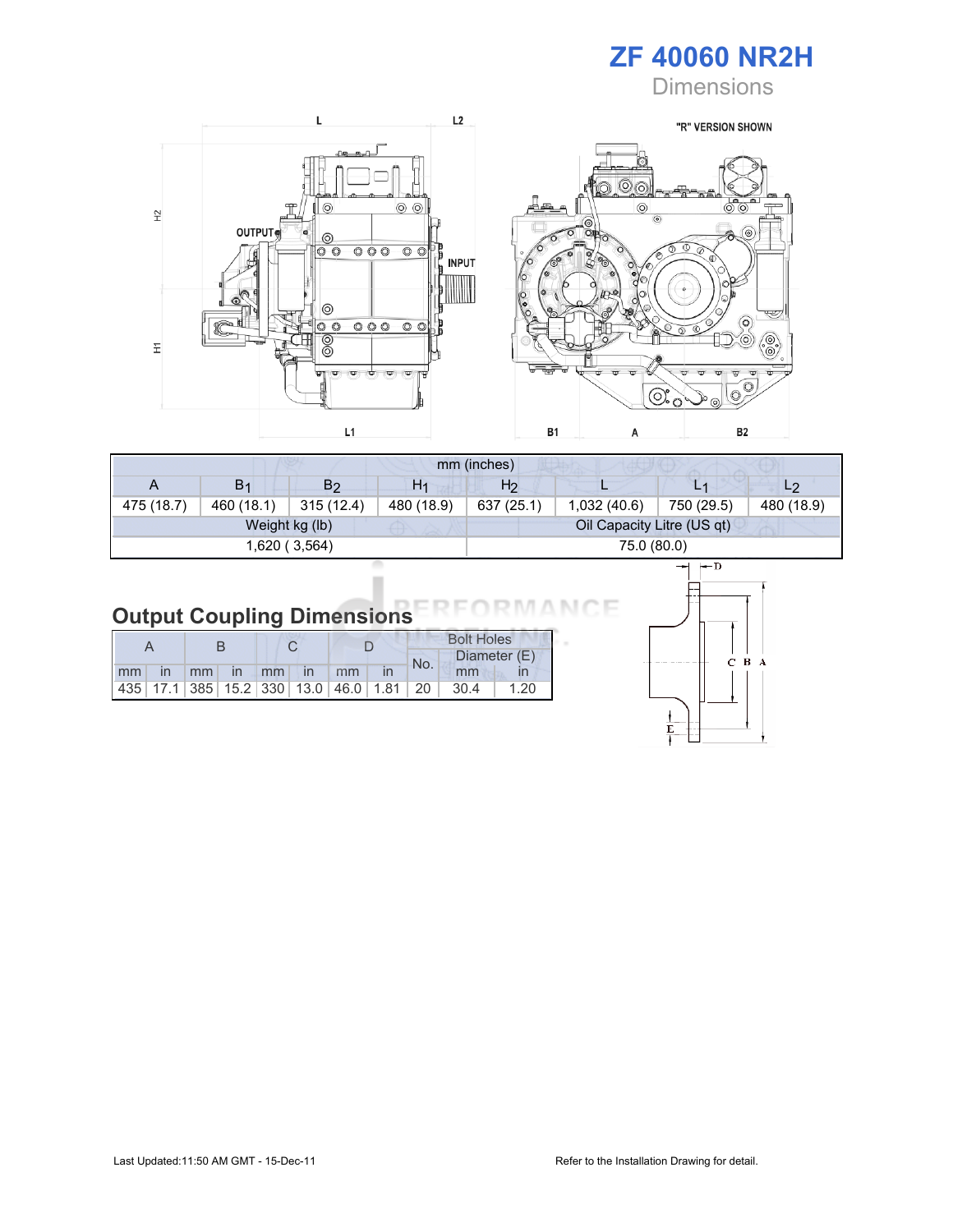# ZF 40060 NR2H

Dimensions

"R" VERSION SHOWN

| mm (inches) | | | | | | | |
|---|---|---|---|---|---|---|---|
| A | $B_1$ | $B_2$ | $H_1$ | $H_2$ | L | $L_1$ | $L_2$ |
| 475 (18.7) | 460 (18.1) | 315 (12.4) | 480 (18.9) | 637 (25.1) | 1,032 (40.6) | 750 (29.5) | 480 (18.9) |
| Weight kg (lb) | | | | Oil Capacity Litre (US qt) | | | |
| 1,620 ( 3,564) | | | | 75.0 (80.0) | | | |

## Output Coupling Dimensions

| A | | B | | C | | D | | Bolt Holes | | |
|---|---|---|---|---|---|---|---|---|---|---|
| | | | | | | | | No. | Diameter (E) | |
| mm | in | mm | in | mm | in | mm | in | | mm | in |
| 435 | 17.1 | 385 | 15.2 | 330 | 13.0 | 46.0 | 1.81 | 20 | 30.4 | 1.20 |

Last Updated:11:50 AM GMT - 15-Dec-11

Refer to the Installation Drawing for detail.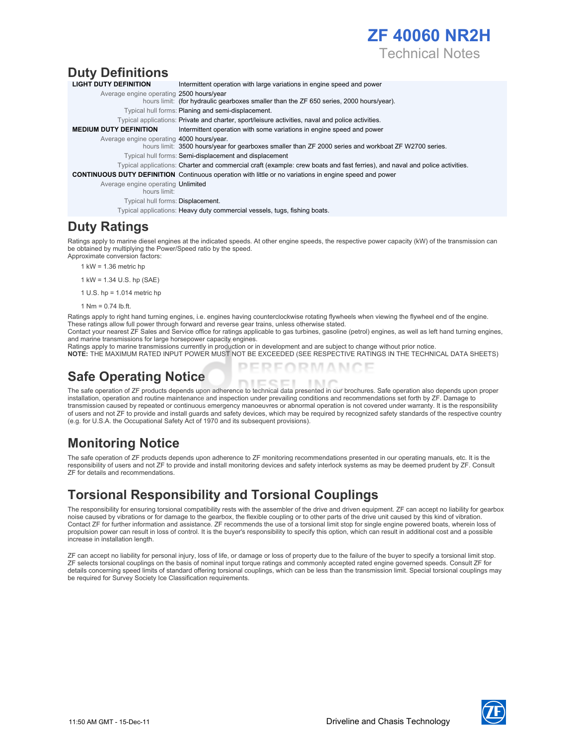# ZF 40060 NR2H

Technical Notes

## Duty Definitions

| | |
|---|---|
| **LIGHT DUTY DEFINITION** | Intermittent operation with large variations in engine speed and power |
| Average engine operating hours limit: | 2500 hours/year (for hydraulic gearboxes smaller than the ZF 650 series, 2000 hours/year). |
| Typical hull forms: | Planing and semi-displacement. |
| Typical applications: | Private and charter, sport/leisure activities, naval and police activities. |
| **MEDIUM DUTY DEFINITION** | Intermittent operation with some variations in engine speed and power |
| Average engine operating hours limit: | 4000 hours/year. 3500 hours/year for gearboxes smaller than ZF 2000 series and workboat ZF W2700 series. |
| Typical hull forms: | Semi-displacement and displacement |
| Typical applications: | Charter and commercial craft (example: crew boats and fast ferries), and naval and police activities. |
| **CONTINUOUS DUTY DEFINITION** | Continuous operation with little or no variations in engine speed and power |
| Average engine operating hours limit: | Unlimited |
| Typical hull forms: | Displacement. |
| Typical applications: | Heavy duty commercial vessels, tugs, fishing boats. |

## Duty Ratings

Ratings apply to marine diesel engines at the indicated speeds. At other engine speeds, the respective power capacity (kW) of the transmission can be obtained by multiplying the Power/Speed ratio by the speed.
Approximate conversion factors:

1 kW = 1.36 metric hp

1 kW = 1.34 U.S. hp (SAE)

1 U.S. hp = 1.014 metric hp

1 Nm = 0.74 lb.ft.

Ratings apply to right hand turning engines, i.e. engines having counterclockwise rotating flywheels when viewing the flywheel end of the engine. These ratings allow full power through forward and reverse gear trains, unless otherwise stated.
Contact your nearest ZF Sales and Service office for ratings applicable to gas turbines, gasoline (petrol) engines, as well as left hand turning engines, and marine transmissions for large horsepower capacity engines.
Ratings apply to marine transmissions currently in production or in development and are subject to change without prior notice.
**NOTE:** THE MAXIMUM RATED INPUT POWER MUST NOT BE EXCEEDED (SEE RESPECTIVE RATINGS IN THE TECHNICAL DATA SHEETS)

## Safe Operating Notice

The safe operation of ZF products depends upon adherence to technical data presented in our brochures. Safe operation also depends upon proper installation, operation and routine maintenance and inspection under prevailing conditions and recommendations set forth by ZF. Damage to transmission caused by repeated or continuous emergency manoeuvres or abnormal operation is not covered under warranty. It is the responsibility of users and not ZF to provide and install guards and safety devices, which may be required by recognized safety standards of the respective country (e.g. for U.S.A. the Occupational Safety Act of 1970 and its subsequent provisions).

## Monitoring Notice

The safe operation of ZF products depends upon adherence to ZF monitoring recommendations presented in our operating manuals, etc. It is the responsibility of users and not ZF to provide and install monitoring devices and safety interlock systems as may be deemed prudent by ZF. Consult ZF for details and recommendations.

## Torsional Responsibility and Torsional Couplings

The responsibility for ensuring torsional compatibility rests with the assembler of the drive and driven equipment. ZF can accept no liability for gearbox noise caused by vibrations or for damage to the gearbox, the flexible coupling or to other parts of the drive unit caused by this kind of vibration. Contact ZF for further information and assistance. ZF recommends the use of a torsional limit stop for single engine powered boats, wherein loss of propulsion power can result in loss of control. It is the buyer's responsibility to specify this option, which can result in additional cost and a possible increase in installation length.

ZF can accept no liability for personal injury, loss of life, or damage or loss of property due to the failure of the buyer to specify a torsional limit stop. ZF selects torsional couplings on the basis of nominal input torque ratings and commonly accepted rated engine governed speeds. Consult ZF for details concerning speed limits of standard offering torsional couplings, which can be less than the transmission limit. Special torsional couplings may be required for Survey Society Ice Classification requirements.